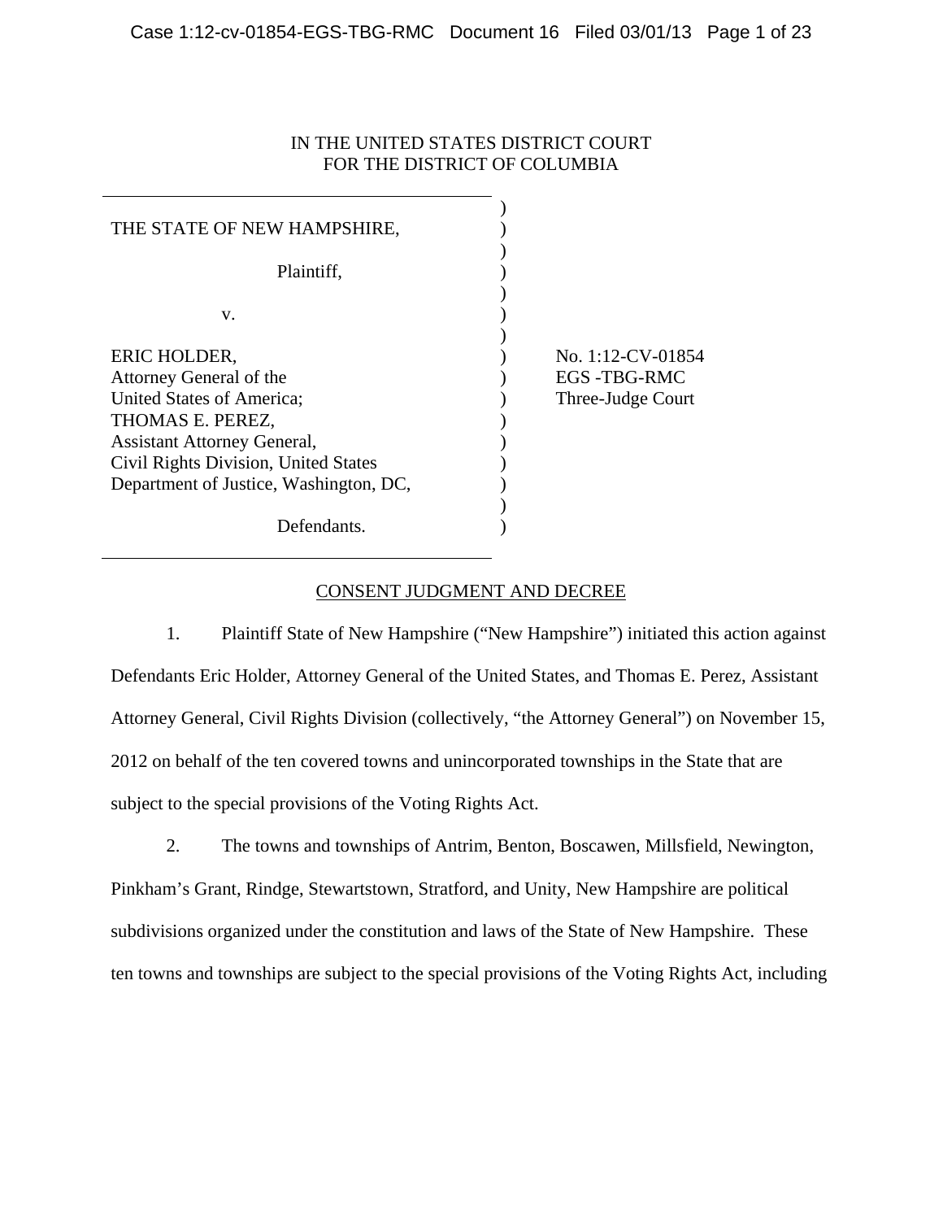IN THE UNITED STATES DISTRICT COURT
FOR THE DISTRICT OF COLUMBIA

| | |
|---|---|
| THE STATE OF NEW HAMPSHIRE,<br><br>Plaintiff,<br><br>v.<br><br>ERIC HOLDER,<br>Attorney General of the<br>United States of America;<br>THOMAS E. PEREZ,<br>Assistant Attorney General,<br>Civil Rights Division, United States<br>Department of Justice, Washington, DC,<br><br>Defendants. | No. 1:12-CV-01854<br>EGS -TBG-RMC<br>Three-Judge Court |

CONSENT JUDGMENT AND DECREE

1. Plaintiff State of New Hampshire ("New Hampshire") initiated this action against Defendants Eric Holder, Attorney General of the United States, and Thomas E. Perez, Assistant Attorney General, Civil Rights Division (collectively, "the Attorney General") on November 15, 2012 on behalf of the ten covered towns and unincorporated townships in the State that are subject to the special provisions of the Voting Rights Act.

2. The towns and townships of Antrim, Benton, Boscawen, Millsfield, Newington, Pinkham's Grant, Rindge, Stewartstown, Stratford, and Unity, New Hampshire are political subdivisions organized under the constitution and laws of the State of New Hampshire. These ten towns and townships are subject to the special provisions of the Voting Rights Act, including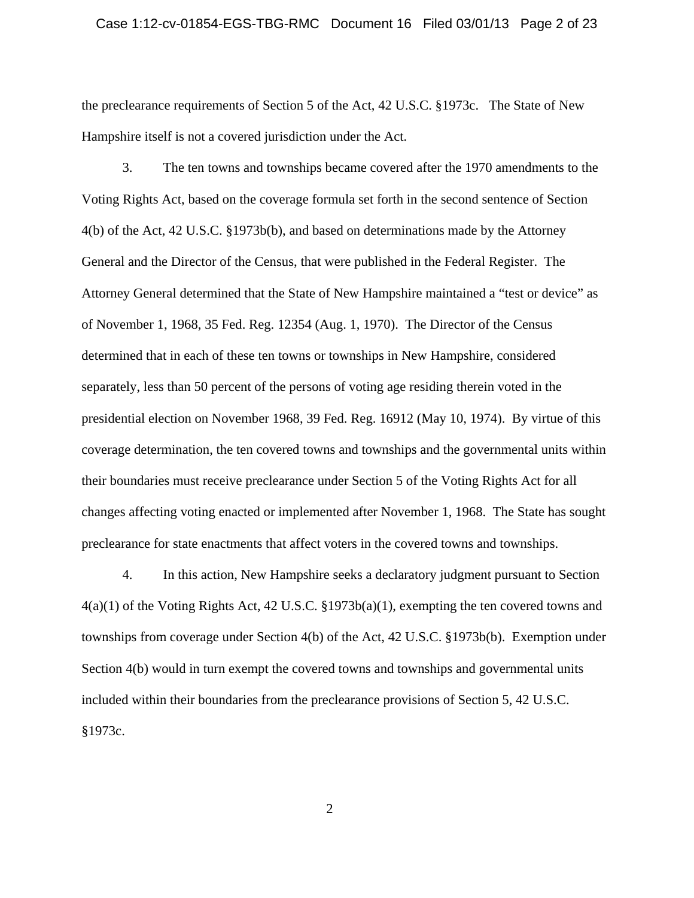the preclearance requirements of Section 5 of the Act, 42 U.S.C. §1973c. The State of New Hampshire itself is not a covered jurisdiction under the Act.

3. The ten towns and townships became covered after the 1970 amendments to the Voting Rights Act, based on the coverage formula set forth in the second sentence of Section 4(b) of the Act, 42 U.S.C. §1973b(b), and based on determinations made by the Attorney General and the Director of the Census, that were published in the Federal Register. The Attorney General determined that the State of New Hampshire maintained a "test or device" as of November 1, 1968, 35 Fed. Reg. 12354 (Aug. 1, 1970). The Director of the Census determined that in each of these ten towns or townships in New Hampshire, considered separately, less than 50 percent of the persons of voting age residing therein voted in the presidential election on November 1968, 39 Fed. Reg. 16912 (May 10, 1974). By virtue of this coverage determination, the ten covered towns and townships and the governmental units within their boundaries must receive preclearance under Section 5 of the Voting Rights Act for all changes affecting voting enacted or implemented after November 1, 1968. The State has sought preclearance for state enactments that affect voters in the covered towns and townships.

4. In this action, New Hampshire seeks a declaratory judgment pursuant to Section 4(a)(1) of the Voting Rights Act, 42 U.S.C. §1973b(a)(1), exempting the ten covered towns and townships from coverage under Section 4(b) of the Act, 42 U.S.C. §1973b(b). Exemption under Section 4(b) would in turn exempt the covered towns and townships and governmental units included within their boundaries from the preclearance provisions of Section 5, 42 U.S.C. §1973c.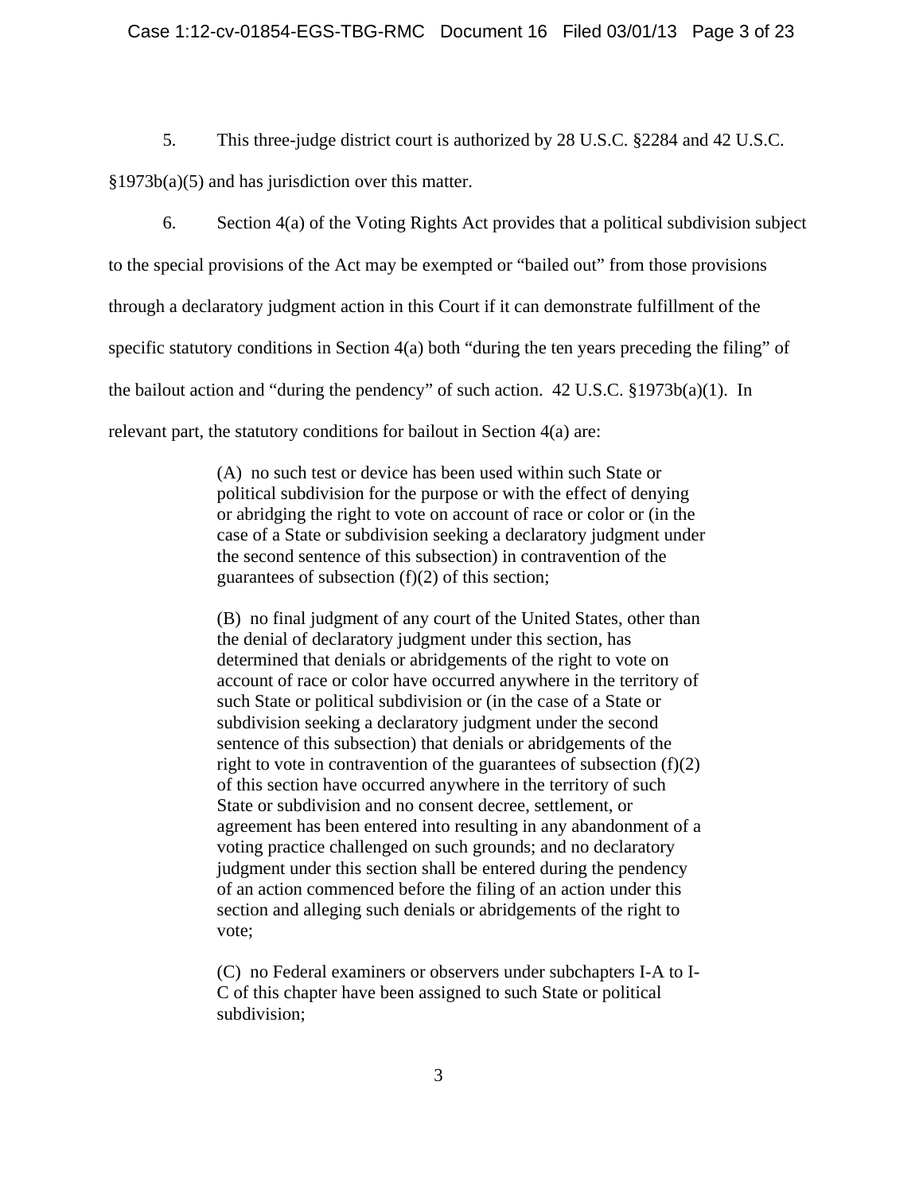5. This three-judge district court is authorized by 28 U.S.C. §2284 and 42 U.S.C. §1973b(a)(5) and has jurisdiction over this matter.

6. Section 4(a) of the Voting Rights Act provides that a political subdivision subject to the special provisions of the Act may be exempted or "bailed out" from those provisions through a declaratory judgment action in this Court if it can demonstrate fulfillment of the specific statutory conditions in Section 4(a) both "during the ten years preceding the filing" of the bailout action and "during the pendency" of such action. 42 U.S.C. §1973b(a)(1). In relevant part, the statutory conditions for bailout in Section 4(a) are:

> (A) no such test or device has been used within such State or political subdivision for the purpose or with the effect of denying or abridging the right to vote on account of race or color or (in the case of a State or subdivision seeking a declaratory judgment under the second sentence of this subsection) in contravention of the guarantees of subsection (f)(2) of this section;
>
> (B) no final judgment of any court of the United States, other than the denial of declaratory judgment under this section, has determined that denials or abridgements of the right to vote on account of race or color have occurred anywhere in the territory of such State or political subdivision or (in the case of a State or subdivision seeking a declaratory judgment under the second sentence of this subsection) that denials or abridgements of the right to vote in contravention of the guarantees of subsection (f)(2) of this section have occurred anywhere in the territory of such State or subdivision and no consent decree, settlement, or agreement has been entered into resulting in any abandonment of a voting practice challenged on such grounds; and no declaratory judgment under this section shall be entered during the pendency of an action commenced before the filing of an action under this section and alleging such denials or abridgements of the right to vote;
>
> (C) no Federal examiners or observers under subchapters I-A to I-C of this chapter have been assigned to such State or political subdivision;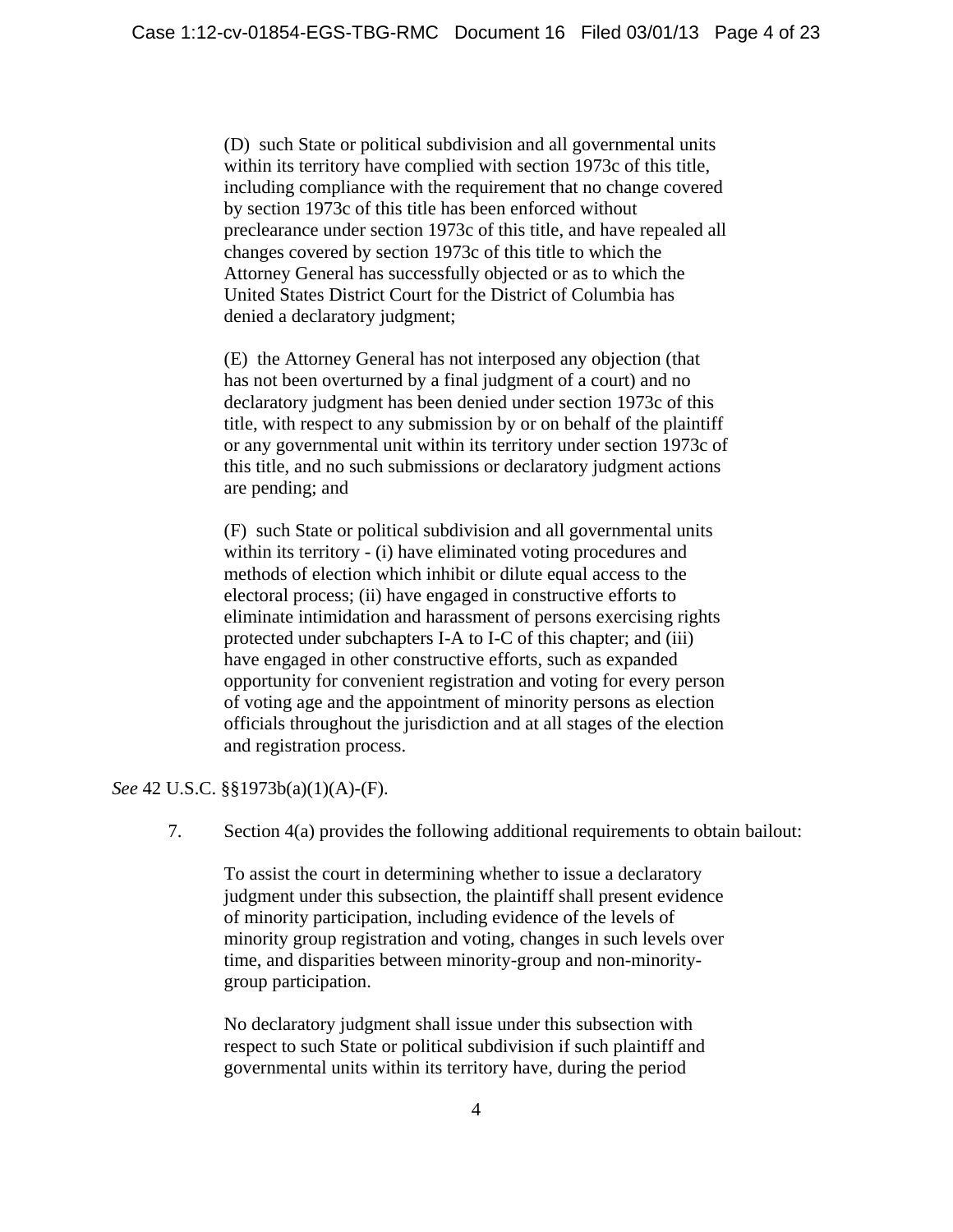> (D) such State or political subdivision and all governmental units within its territory have complied with section 1973c of this title, including compliance with the requirement that no change covered by section 1973c of this title has been enforced without preclearance under section 1973c of this title, and have repealed all changes covered by section 1973c of this title to which the Attorney General has successfully objected or as to which the United States District Court for the District of Columbia has denied a declaratory judgment;
>
> (E) the Attorney General has not interposed any objection (that has not been overturned by a final judgment of a court) and no declaratory judgment has been denied under section 1973c of this title, with respect to any submission by or on behalf of the plaintiff or any governmental unit within its territory under section 1973c of this title, and no such submissions or declaratory judgment actions are pending; and
>
> (F) such State or political subdivision and all governmental units within its territory - (i) have eliminated voting procedures and methods of election which inhibit or dilute equal access to the electoral process; (ii) have engaged in constructive efforts to eliminate intimidation and harassment of persons exercising rights protected under subchapters I-A to I-C of this chapter; and (iii) have engaged in other constructive efforts, such as expanded opportunity for convenient registration and voting for every person of voting age and the appointment of minority persons as election officials throughout the jurisdiction and at all stages of the election and registration process.

*See* 42 U.S.C. §§1973b(a)(1)(A)-(F).

7. Section 4(a) provides the following additional requirements to obtain bailout:

> To assist the court in determining whether to issue a declaratory judgment under this subsection, the plaintiff shall present evidence of minority participation, including evidence of the levels of minority group registration and voting, changes in such levels over time, and disparities between minority-group and non-minority-group participation.
>
> No declaratory judgment shall issue under this subsection with respect to such State or political subdivision if such plaintiff and governmental units within its territory have, during the period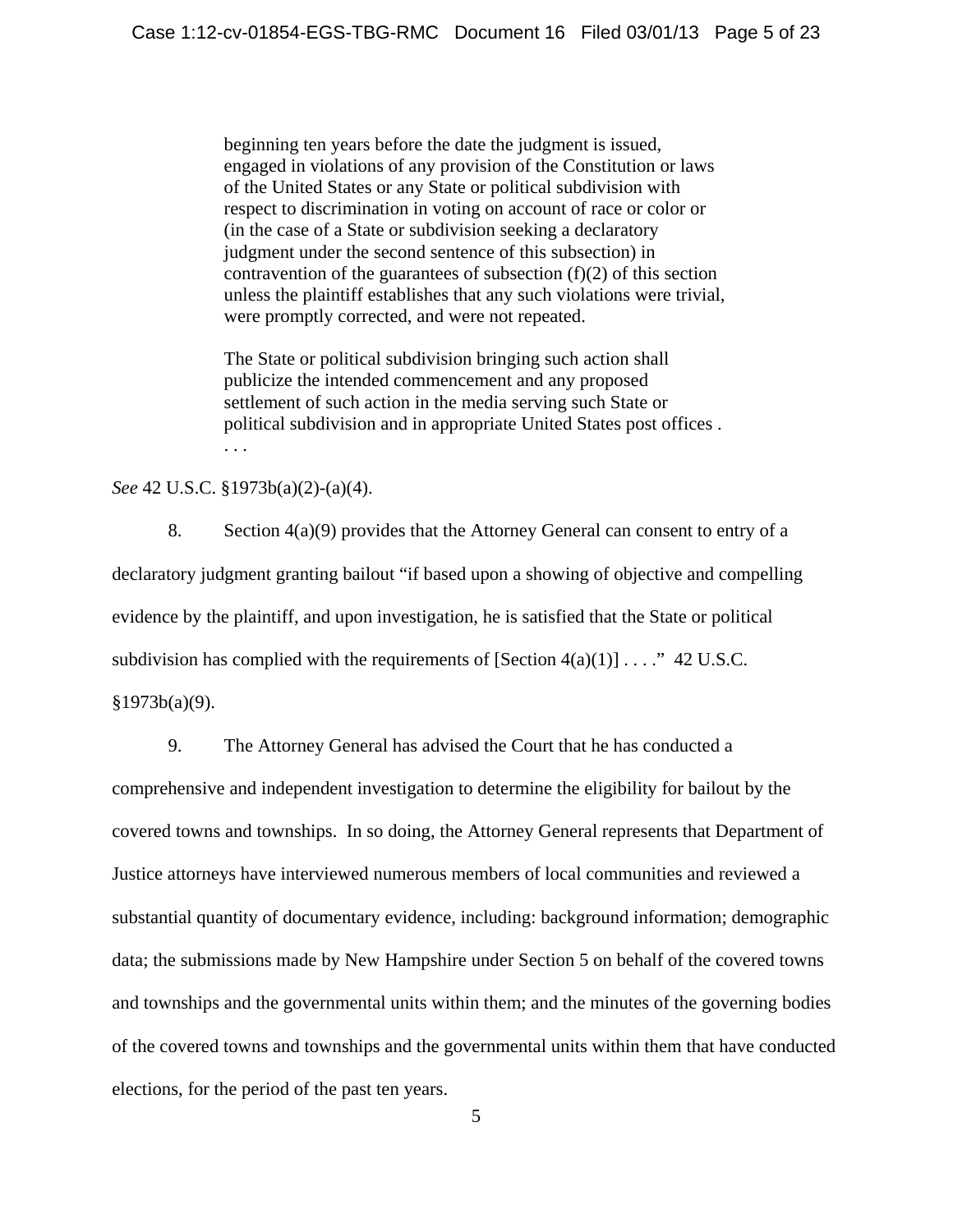> beginning ten years before the date the judgment is issued, engaged in violations of any provision of the Constitution or laws of the United States or any State or political subdivision with respect to discrimination in voting on account of race or color or (in the case of a State or subdivision seeking a declaratory judgment under the second sentence of this subsection) in contravention of the guarantees of subsection (f)(2) of this section unless the plaintiff establishes that any such violations were trivial, were promptly corrected, and were not repeated.
>
> The State or political subdivision bringing such action shall publicize the intended commencement and any proposed settlement of such action in the media serving such State or political subdivision and in appropriate United States post offices . . . .

*See* 42 U.S.C. §1973b(a)(2)-(a)(4).

8. Section 4(a)(9) provides that the Attorney General can consent to entry of a declaratory judgment granting bailout "if based upon a showing of objective and compelling evidence by the plaintiff, and upon investigation, he is satisfied that the State or political subdivision has complied with the requirements of [Section 4(a)(1)] . . . ." 42 U.S.C. §1973b(a)(9).

9. The Attorney General has advised the Court that he has conducted a comprehensive and independent investigation to determine the eligibility for bailout by the covered towns and townships. In so doing, the Attorney General represents that Department of Justice attorneys have interviewed numerous members of local communities and reviewed a substantial quantity of documentary evidence, including: background information; demographic data; the submissions made by New Hampshire under Section 5 on behalf of the covered towns and townships and the governmental units within them; and the minutes of the governing bodies of the covered towns and townships and the governmental units within them that have conducted elections, for the period of the past ten years.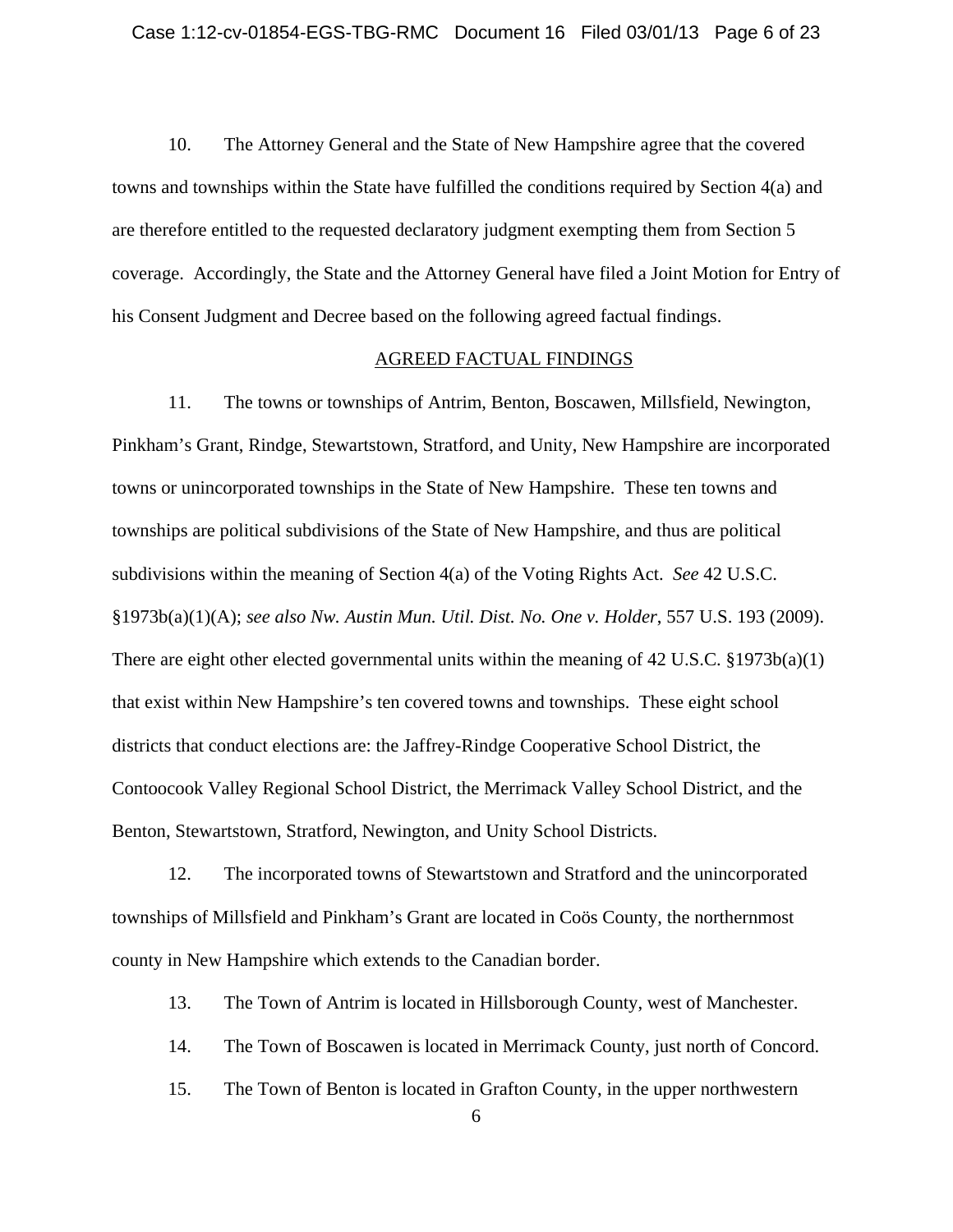10. The Attorney General and the State of New Hampshire agree that the covered towns and townships within the State have fulfilled the conditions required by Section 4(a) and are therefore entitled to the requested declaratory judgment exempting them from Section 5 coverage. Accordingly, the State and the Attorney General have filed a Joint Motion for Entry of his Consent Judgment and Decree based on the following agreed factual findings.

## AGREED FACTUAL FINDINGS

11. The towns or townships of Antrim, Benton, Boscawen, Millsfield, Newington, Pinkham's Grant, Rindge, Stewartstown, Stratford, and Unity, New Hampshire are incorporated towns or unincorporated townships in the State of New Hampshire. These ten towns and townships are political subdivisions of the State of New Hampshire, and thus are political subdivisions within the meaning of Section 4(a) of the Voting Rights Act. *See* 42 U.S.C. §1973b(a)(1)(A); *see also Nw. Austin Mun. Util. Dist. No. One v. Holder*, 557 U.S. 193 (2009). There are eight other elected governmental units within the meaning of 42 U.S.C. §1973b(a)(1) that exist within New Hampshire's ten covered towns and townships. These eight school districts that conduct elections are: the Jaffrey-Rindge Cooperative School District, the Contoocook Valley Regional School District, the Merrimack Valley School District, and the Benton, Stewartstown, Stratford, Newington, and Unity School Districts.

12. The incorporated towns of Stewartstown and Stratford and the unincorporated townships of Millsfield and Pinkham's Grant are located in Coös County, the northernmost county in New Hampshire which extends to the Canadian border.

13. The Town of Antrim is located in Hillsborough County, west of Manchester.

14. The Town of Boscawen is located in Merrimack County, just north of Concord.

15. The Town of Benton is located in Grafton County, in the upper northwestern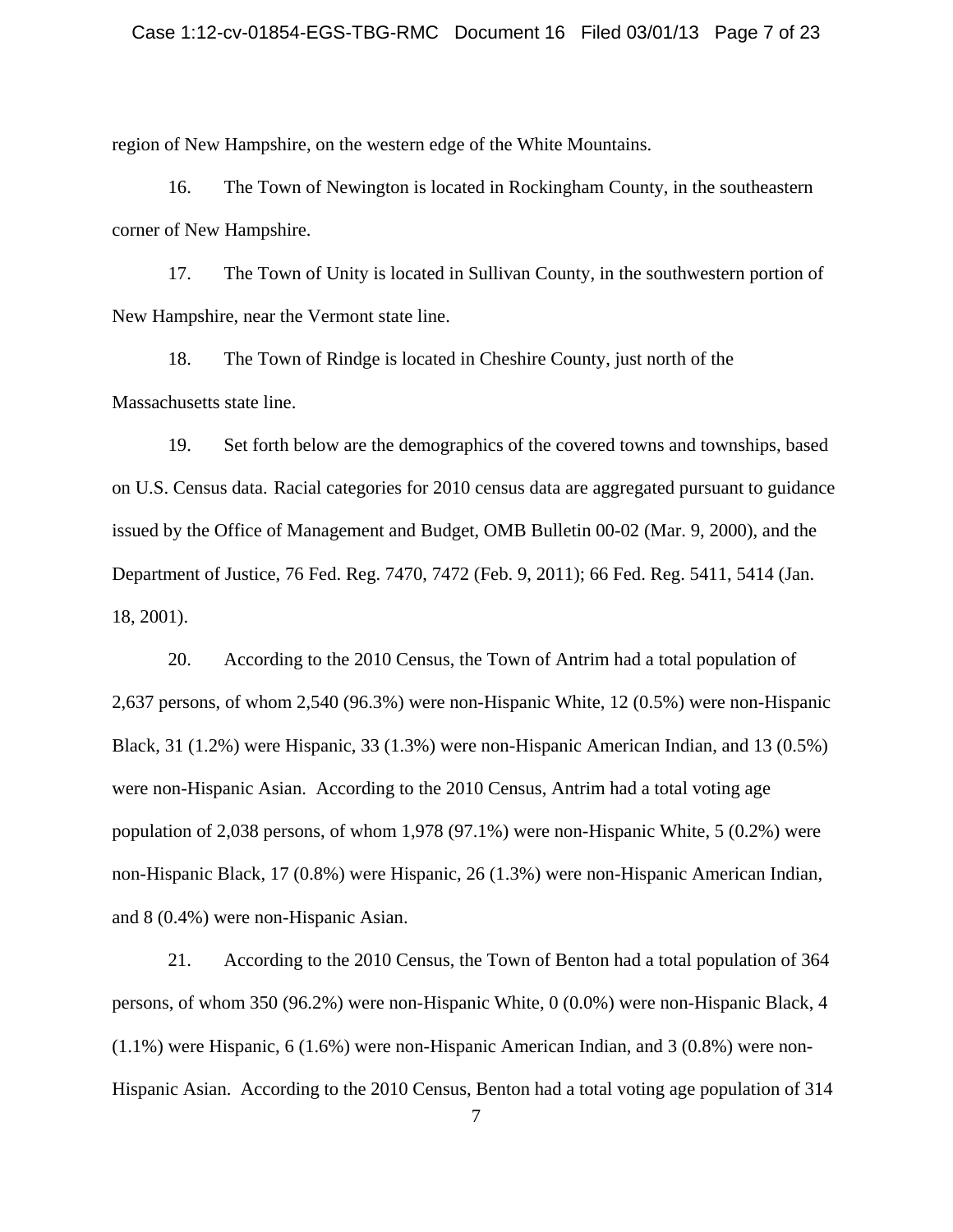region of New Hampshire, on the western edge of the White Mountains.

16. The Town of Newington is located in Rockingham County, in the southeastern corner of New Hampshire.

17. The Town of Unity is located in Sullivan County, in the southwestern portion of New Hampshire, near the Vermont state line.

18. The Town of Rindge is located in Cheshire County, just north of the Massachusetts state line.

19. Set forth below are the demographics of the covered towns and townships, based on U.S. Census data. Racial categories for 2010 census data are aggregated pursuant to guidance issued by the Office of Management and Budget, OMB Bulletin 00-02 (Mar. 9, 2000), and the Department of Justice, 76 Fed. Reg. 7470, 7472 (Feb. 9, 2011); 66 Fed. Reg. 5411, 5414 (Jan. 18, 2001).

20. According to the 2010 Census, the Town of Antrim had a total population of 2,637 persons, of whom 2,540 (96.3%) were non-Hispanic White, 12 (0.5%) were non-Hispanic Black, 31 (1.2%) were Hispanic, 33 (1.3%) were non-Hispanic American Indian, and 13 (0.5%) were non-Hispanic Asian. According to the 2010 Census, Antrim had a total voting age population of 2,038 persons, of whom 1,978 (97.1%) were non-Hispanic White, 5 (0.2%) were non-Hispanic Black, 17 (0.8%) were Hispanic, 26 (1.3%) were non-Hispanic American Indian, and 8 (0.4%) were non-Hispanic Asian.

21. According to the 2010 Census, the Town of Benton had a total population of 364 persons, of whom 350 (96.2%) were non-Hispanic White, 0 (0.0%) were non-Hispanic Black, 4 (1.1%) were Hispanic, 6 (1.6%) were non-Hispanic American Indian, and 3 (0.8%) were non-Hispanic Asian. According to the 2010 Census, Benton had a total voting age population of 314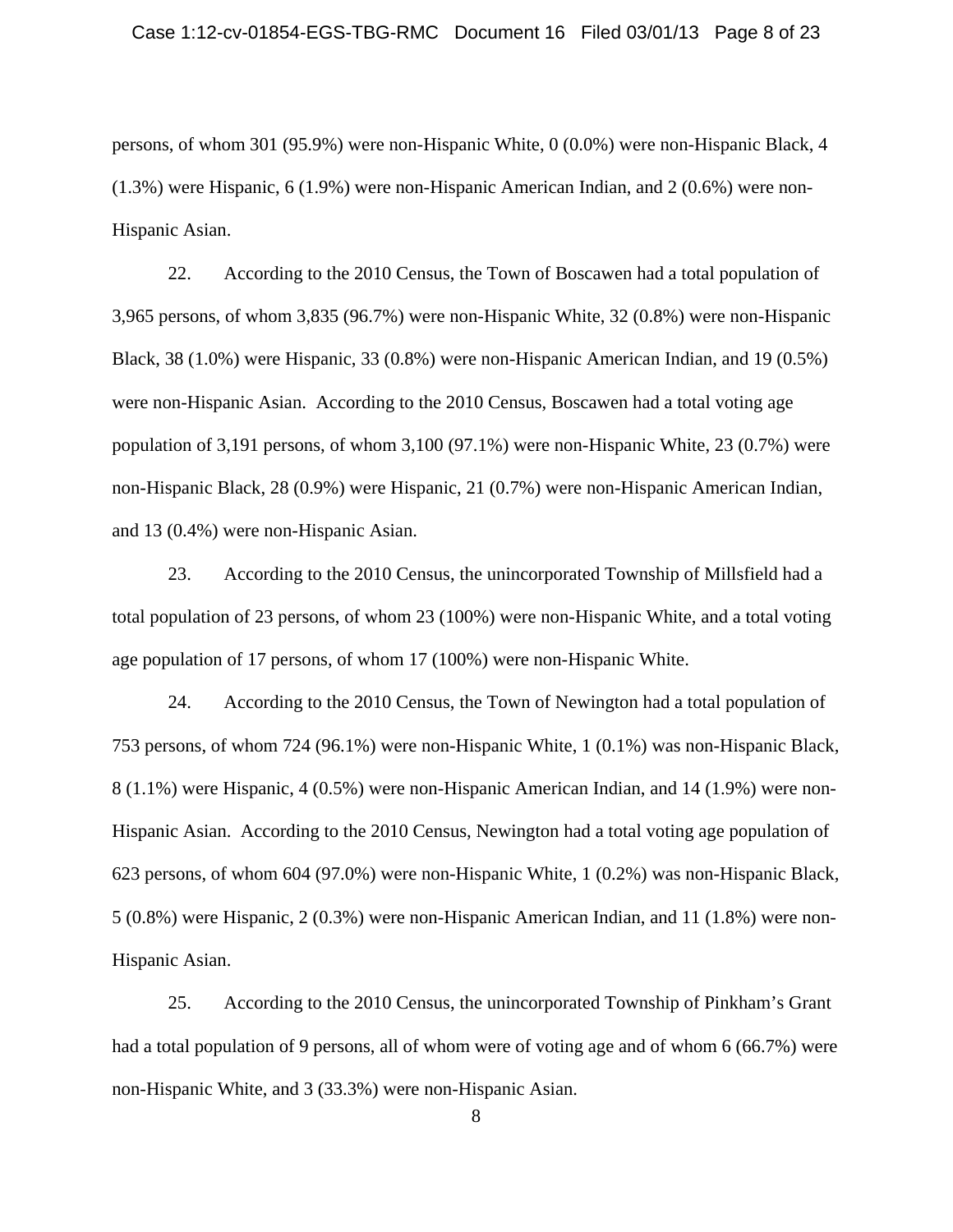persons, of whom 301 (95.9%) were non-Hispanic White, 0 (0.0%) were non-Hispanic Black, 4 (1.3%) were Hispanic, 6 (1.9%) were non-Hispanic American Indian, and 2 (0.6%) were non-Hispanic Asian.

22. According to the 2010 Census, the Town of Boscawen had a total population of 3,965 persons, of whom 3,835 (96.7%) were non-Hispanic White, 32 (0.8%) were non-Hispanic Black, 38 (1.0%) were Hispanic, 33 (0.8%) were non-Hispanic American Indian, and 19 (0.5%) were non-Hispanic Asian. According to the 2010 Census, Boscawen had a total voting age population of 3,191 persons, of whom 3,100 (97.1%) were non-Hispanic White, 23 (0.7%) were non-Hispanic Black, 28 (0.9%) were Hispanic, 21 (0.7%) were non-Hispanic American Indian, and 13 (0.4%) were non-Hispanic Asian.

23. According to the 2010 Census, the unincorporated Township of Millsfield had a total population of 23 persons, of whom 23 (100%) were non-Hispanic White, and a total voting age population of 17 persons, of whom 17 (100%) were non-Hispanic White.

24. According to the 2010 Census, the Town of Newington had a total population of 753 persons, of whom 724 (96.1%) were non-Hispanic White, 1 (0.1%) was non-Hispanic Black, 8 (1.1%) were Hispanic, 4 (0.5%) were non-Hispanic American Indian, and 14 (1.9%) were non-Hispanic Asian. According to the 2010 Census, Newington had a total voting age population of 623 persons, of whom 604 (97.0%) were non-Hispanic White, 1 (0.2%) was non-Hispanic Black, 5 (0.8%) were Hispanic, 2 (0.3%) were non-Hispanic American Indian, and 11 (1.8%) were non-Hispanic Asian.

25. According to the 2010 Census, the unincorporated Township of Pinkham's Grant had a total population of 9 persons, all of whom were of voting age and of whom 6 (66.7%) were non-Hispanic White, and 3 (33.3%) were non-Hispanic Asian.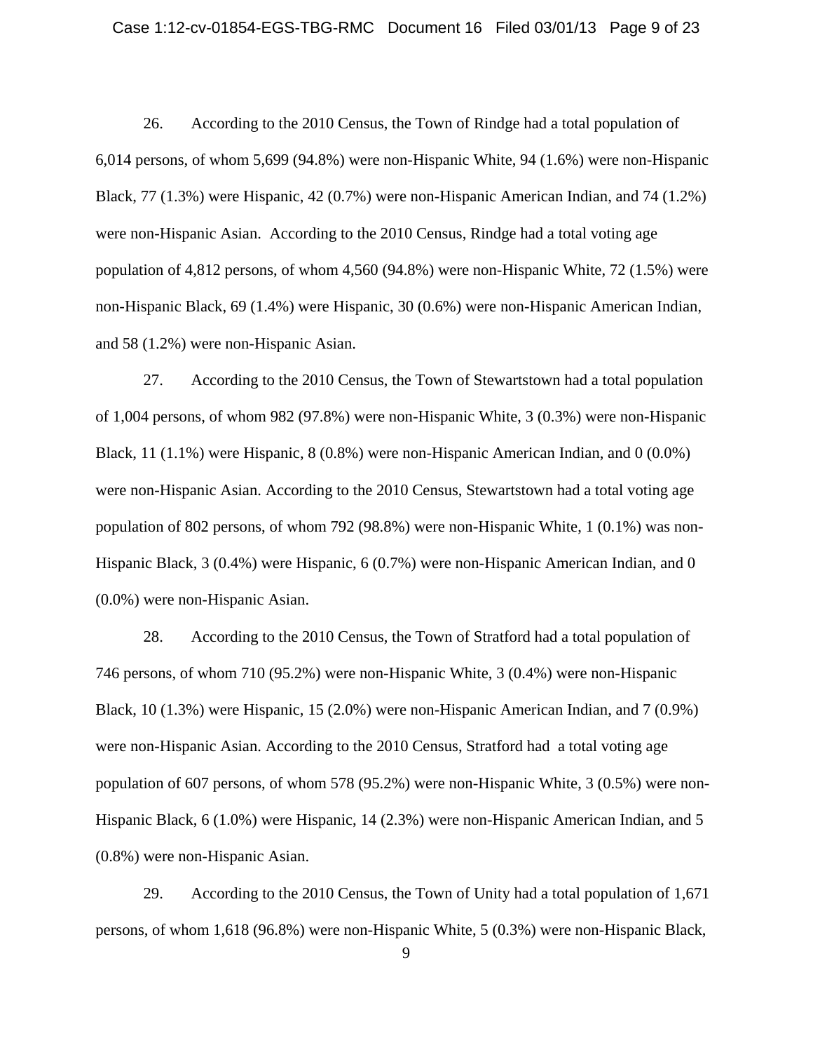26. According to the 2010 Census, the Town of Rindge had a total population of 6,014 persons, of whom 5,699 (94.8%) were non-Hispanic White, 94 (1.6%) were non-Hispanic Black, 77 (1.3%) were Hispanic, 42 (0.7%) were non-Hispanic American Indian, and 74 (1.2%) were non-Hispanic Asian. According to the 2010 Census, Rindge had a total voting age population of 4,812 persons, of whom 4,560 (94.8%) were non-Hispanic White, 72 (1.5%) were non-Hispanic Black, 69 (1.4%) were Hispanic, 30 (0.6%) were non-Hispanic American Indian, and 58 (1.2%) were non-Hispanic Asian.

27. According to the 2010 Census, the Town of Stewartstown had a total population of 1,004 persons, of whom 982 (97.8%) were non-Hispanic White, 3 (0.3%) were non-Hispanic Black, 11 (1.1%) were Hispanic, 8 (0.8%) were non-Hispanic American Indian, and 0 (0.0%) were non-Hispanic Asian. According to the 2010 Census, Stewartstown had a total voting age population of 802 persons, of whom 792 (98.8%) were non-Hispanic White, 1 (0.1%) was non-Hispanic Black, 3 (0.4%) were Hispanic, 6 (0.7%) were non-Hispanic American Indian, and 0 (0.0%) were non-Hispanic Asian.

28. According to the 2010 Census, the Town of Stratford had a total population of 746 persons, of whom 710 (95.2%) were non-Hispanic White, 3 (0.4%) were non-Hispanic Black, 10 (1.3%) were Hispanic, 15 (2.0%) were non-Hispanic American Indian, and 7 (0.9%) were non-Hispanic Asian. According to the 2010 Census, Stratford had a total voting age population of 607 persons, of whom 578 (95.2%) were non-Hispanic White, 3 (0.5%) were non-Hispanic Black, 6 (1.0%) were Hispanic, 14 (2.3%) were non-Hispanic American Indian, and 5 (0.8%) were non-Hispanic Asian.

29. According to the 2010 Census, the Town of Unity had a total population of 1,671 persons, of whom 1,618 (96.8%) were non-Hispanic White, 5 (0.3%) were non-Hispanic Black,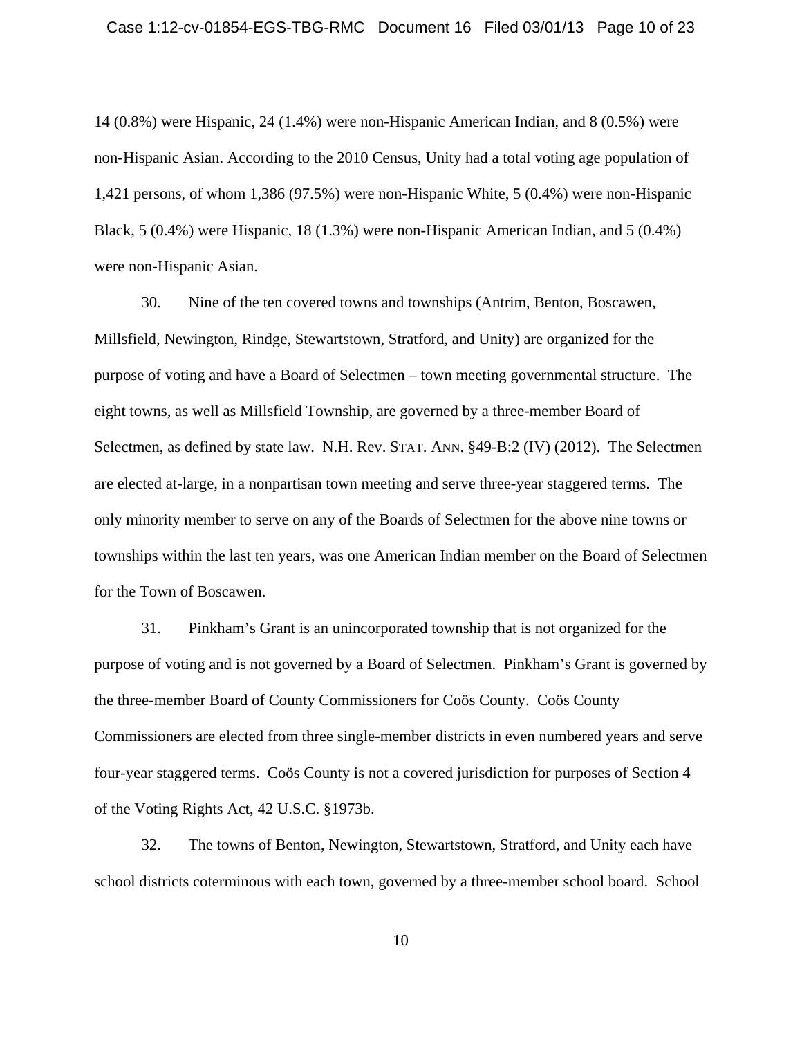14 (0.8%) were Hispanic, 24 (1.4%) were non-Hispanic American Indian, and 8 (0.5%) were non-Hispanic Asian. According to the 2010 Census, Unity had a total voting age population of 1,421 persons, of whom 1,386 (97.5%) were non-Hispanic White, 5 (0.4%) were non-Hispanic Black, 5 (0.4%) were Hispanic, 18 (1.3%) were non-Hispanic American Indian, and 5 (0.4%) were non-Hispanic Asian.

30. Nine of the ten covered towns and townships (Antrim, Benton, Boscawen, Millsfield, Newington, Rindge, Stewartstown, Stratford, and Unity) are organized for the purpose of voting and have a Board of Selectmen – town meeting governmental structure. The eight towns, as well as Millsfield Township, are governed by a three-member Board of Selectmen, as defined by state law. N.H. Rev. STAT. ANN. §49-B:2 (IV) (2012). The Selectmen are elected at-large, in a nonpartisan town meeting and serve three-year staggered terms. The only minority member to serve on any of the Boards of Selectmen for the above nine towns or townships within the last ten years, was one American Indian member on the Board of Selectmen for the Town of Boscawen.

31. Pinkham's Grant is an unincorporated township that is not organized for the purpose of voting and is not governed by a Board of Selectmen. Pinkham's Grant is governed by the three-member Board of County Commissioners for Coös County. Coös County Commissioners are elected from three single-member districts in even numbered years and serve four-year staggered terms. Coös County is not a covered jurisdiction for purposes of Section 4 of the Voting Rights Act, 42 U.S.C. §1973b.

32. The towns of Benton, Newington, Stewartstown, Stratford, and Unity each have school districts coterminous with each town, governed by a three-member school board. School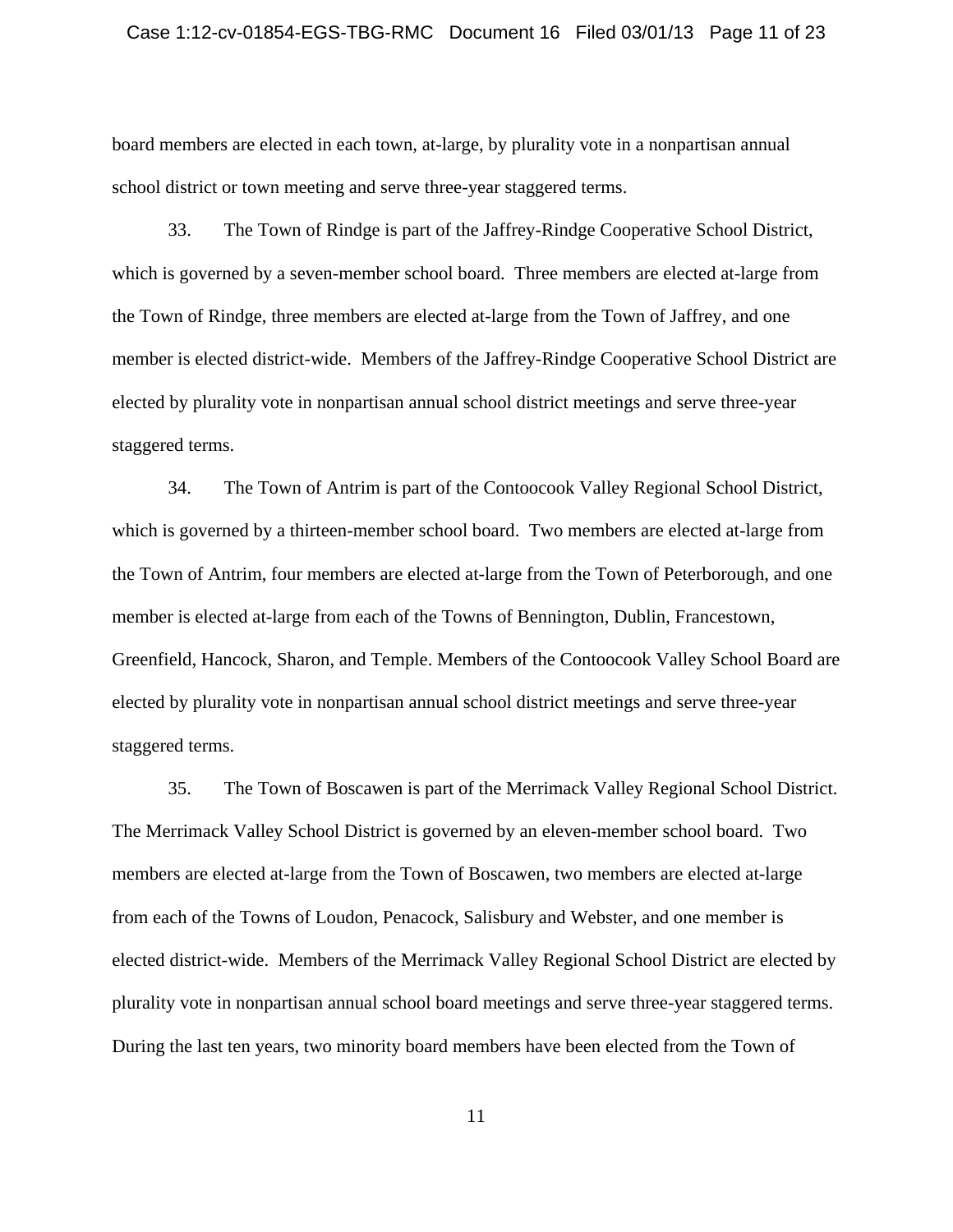board members are elected in each town, at-large, by plurality vote in a nonpartisan annual school district or town meeting and serve three-year staggered terms.

33. The Town of Rindge is part of the Jaffrey-Rindge Cooperative School District, which is governed by a seven-member school board. Three members are elected at-large from the Town of Rindge, three members are elected at-large from the Town of Jaffrey, and one member is elected district-wide. Members of the Jaffrey-Rindge Cooperative School District are elected by plurality vote in nonpartisan annual school district meetings and serve three-year staggered terms.

34. The Town of Antrim is part of the Contoocook Valley Regional School District, which is governed by a thirteen-member school board. Two members are elected at-large from the Town of Antrim, four members are elected at-large from the Town of Peterborough, and one member is elected at-large from each of the Towns of Bennington, Dublin, Francestown, Greenfield, Hancock, Sharon, and Temple. Members of the Contoocook Valley School Board are elected by plurality vote in nonpartisan annual school district meetings and serve three-year staggered terms.

35. The Town of Boscawen is part of the Merrimack Valley Regional School District. The Merrimack Valley School District is governed by an eleven-member school board. Two members are elected at-large from the Town of Boscawen, two members are elected at-large from each of the Towns of Loudon, Penacock, Salisbury and Webster, and one member is elected district-wide. Members of the Merrimack Valley Regional School District are elected by plurality vote in nonpartisan annual school board meetings and serve three-year staggered terms. During the last ten years, two minority board members have been elected from the Town of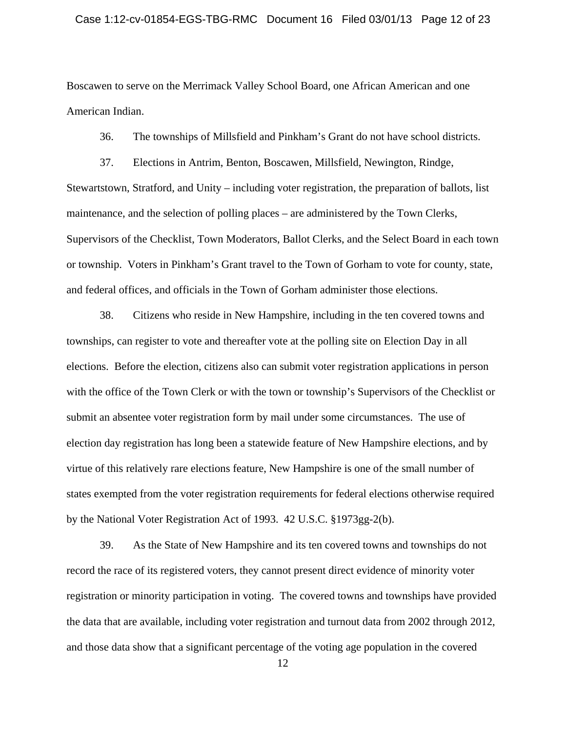Boscawen to serve on the Merrimack Valley School Board, one African American and one American Indian.

36. The townships of Millsfield and Pinkham's Grant do not have school districts.

37. Elections in Antrim, Benton, Boscawen, Millsfield, Newington, Rindge, Stewartstown, Stratford, and Unity – including voter registration, the preparation of ballots, list maintenance, and the selection of polling places – are administered by the Town Clerks, Supervisors of the Checklist, Town Moderators, Ballot Clerks, and the Select Board in each town or township. Voters in Pinkham's Grant travel to the Town of Gorham to vote for county, state, and federal offices, and officials in the Town of Gorham administer those elections.

38. Citizens who reside in New Hampshire, including in the ten covered towns and townships, can register to vote and thereafter vote at the polling site on Election Day in all elections. Before the election, citizens also can submit voter registration applications in person with the office of the Town Clerk or with the town or township's Supervisors of the Checklist or submit an absentee voter registration form by mail under some circumstances. The use of election day registration has long been a statewide feature of New Hampshire elections, and by virtue of this relatively rare elections feature, New Hampshire is one of the small number of states exempted from the voter registration requirements for federal elections otherwise required by the National Voter Registration Act of 1993. 42 U.S.C. §1973gg-2(b).

39. As the State of New Hampshire and its ten covered towns and townships do not record the race of its registered voters, they cannot present direct evidence of minority voter registration or minority participation in voting. The covered towns and townships have provided the data that are available, including voter registration and turnout data from 2002 through 2012, and those data show that a significant percentage of the voting age population in the covered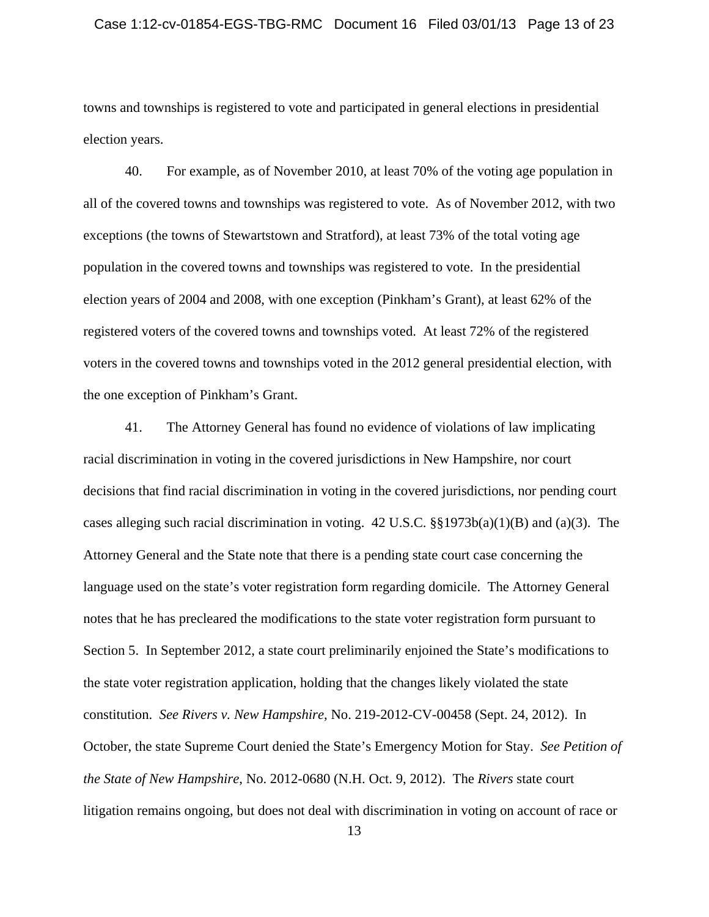towns and townships is registered to vote and participated in general elections in presidential election years.

40. For example, as of November 2010, at least 70% of the voting age population in all of the covered towns and townships was registered to vote. As of November 2012, with two exceptions (the towns of Stewartstown and Stratford), at least 73% of the total voting age population in the covered towns and townships was registered to vote. In the presidential election years of 2004 and 2008, with one exception (Pinkham's Grant), at least 62% of the registered voters of the covered towns and townships voted. At least 72% of the registered voters in the covered towns and townships voted in the 2012 general presidential election, with the one exception of Pinkham's Grant.

41. The Attorney General has found no evidence of violations of law implicating racial discrimination in voting in the covered jurisdictions in New Hampshire, nor court decisions that find racial discrimination in voting in the covered jurisdictions, nor pending court cases alleging such racial discrimination in voting. 42 U.S.C. §§1973b(a)(1)(B) and (a)(3). The Attorney General and the State note that there is a pending state court case concerning the language used on the state's voter registration form regarding domicile. The Attorney General notes that he has precleared the modifications to the state voter registration form pursuant to Section 5. In September 2012, a state court preliminarily enjoined the State's modifications to the state voter registration application, holding that the changes likely violated the state constitution. *See Rivers v. New Hampshire*, No. 219-2012-CV-00458 (Sept. 24, 2012). In October, the state Supreme Court denied the State's Emergency Motion for Stay. *See Petition of the State of New Hampshire*, No. 2012-0680 (N.H. Oct. 9, 2012). The *Rivers* state court litigation remains ongoing, but does not deal with discrimination in voting on account of race or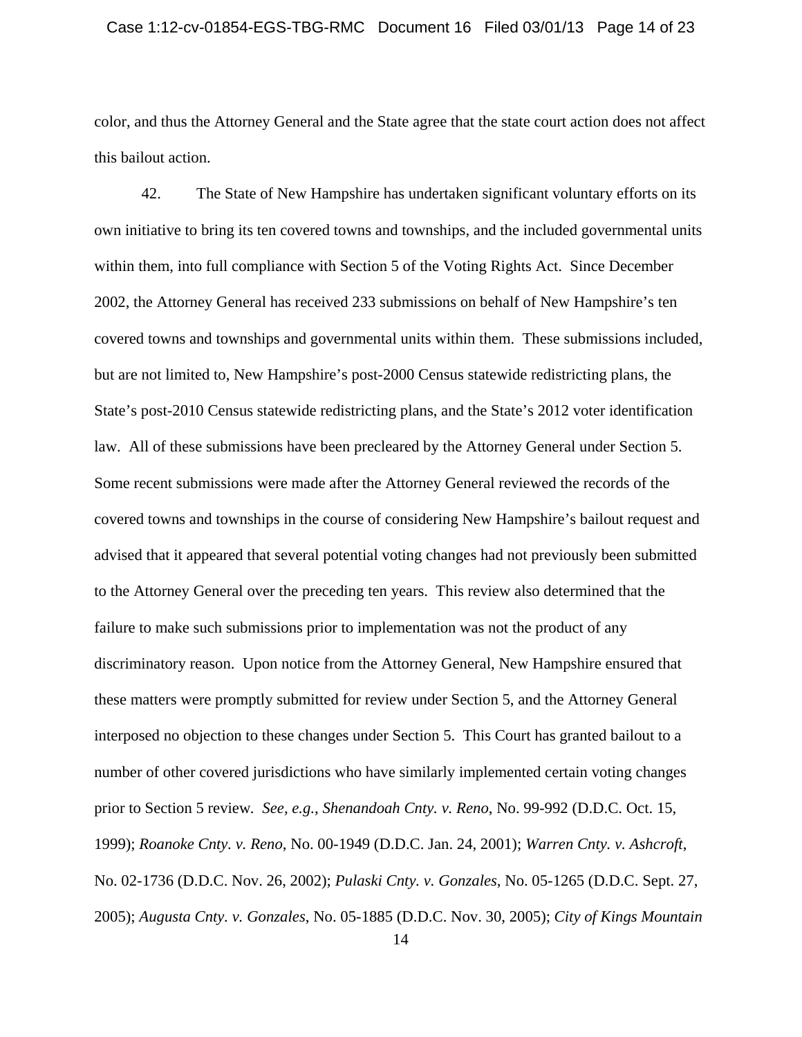color, and thus the Attorney General and the State agree that the state court action does not affect this bailout action.

42. The State of New Hampshire has undertaken significant voluntary efforts on its own initiative to bring its ten covered towns and townships, and the included governmental units within them, into full compliance with Section 5 of the Voting Rights Act. Since December 2002, the Attorney General has received 233 submissions on behalf of New Hampshire's ten covered towns and townships and governmental units within them. These submissions included, but are not limited to, New Hampshire's post-2000 Census statewide redistricting plans, the State's post-2010 Census statewide redistricting plans, and the State's 2012 voter identification law. All of these submissions have been precleared by the Attorney General under Section 5. Some recent submissions were made after the Attorney General reviewed the records of the covered towns and townships in the course of considering New Hampshire's bailout request and advised that it appeared that several potential voting changes had not previously been submitted to the Attorney General over the preceding ten years. This review also determined that the failure to make such submissions prior to implementation was not the product of any discriminatory reason. Upon notice from the Attorney General, New Hampshire ensured that these matters were promptly submitted for review under Section 5, and the Attorney General interposed no objection to these changes under Section 5. This Court has granted bailout to a number of other covered jurisdictions who have similarly implemented certain voting changes prior to Section 5 review. *See, e.g.*, *Shenandoah Cnty. v. Reno*, No. 99-992 (D.D.C. Oct. 15, 1999); *Roanoke Cnty. v. Reno*, No. 00-1949 (D.D.C. Jan. 24, 2001); *Warren Cnty. v. Ashcroft*, No. 02-1736 (D.D.C. Nov. 26, 2002); *Pulaski Cnty. v. Gonzales*, No. 05-1265 (D.D.C. Sept. 27, 2005); *Augusta Cnty. v. Gonzales*, No. 05-1885 (D.D.C. Nov. 30, 2005); *City of Kings Mountain*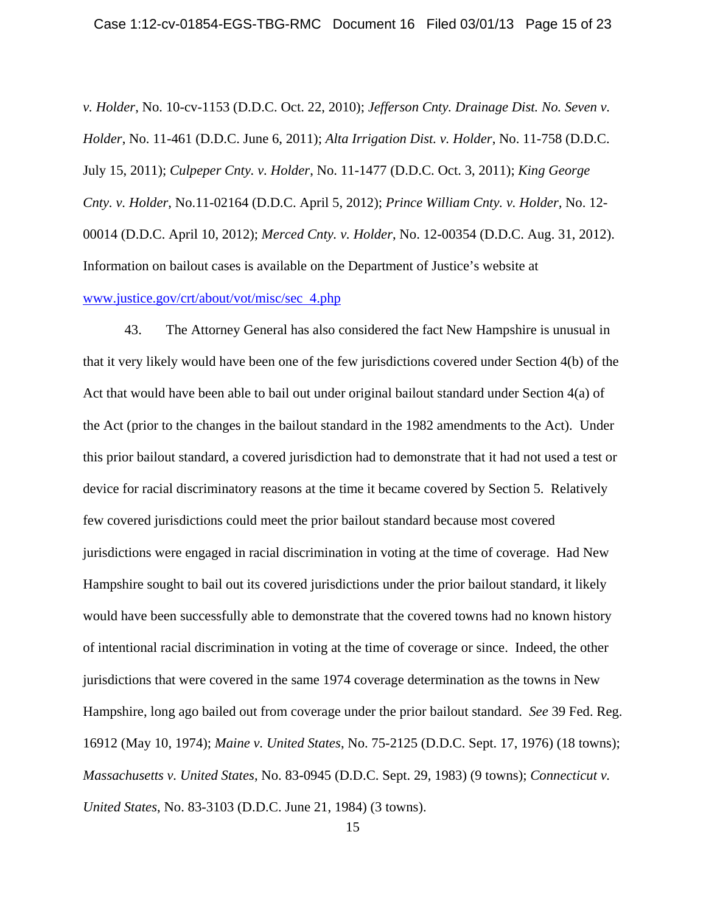*v. Holder*, No. 10-cv-1153 (D.D.C. Oct. 22, 2010); *Jefferson Cnty. Drainage Dist. No. Seven v. Holder*, No. 11-461 (D.D.C. June 6, 2011); *Alta Irrigation Dist. v. Holder*, No. 11-758 (D.D.C. July 15, 2011); *Culpeper Cnty. v. Holder*, No. 11-1477 (D.D.C. Oct. 3, 2011); *King George Cnty. v. Holder*, No.11-02164 (D.D.C. April 5, 2012); *Prince William Cnty. v. Holder*, No. 12-00014 (D.D.C. April 10, 2012); *Merced Cnty. v. Holder*, No. 12-00354 (D.D.C. Aug. 31, 2012). Information on bailout cases is available on the Department of Justice's website at www.justice.gov/crt/about/vot/misc/sec_4.php

43. The Attorney General has also considered the fact New Hampshire is unusual in that it very likely would have been one of the few jurisdictions covered under Section 4(b) of the Act that would have been able to bail out under original bailout standard under Section 4(a) of the Act (prior to the changes in the bailout standard in the 1982 amendments to the Act). Under this prior bailout standard, a covered jurisdiction had to demonstrate that it had not used a test or device for racial discriminatory reasons at the time it became covered by Section 5. Relatively few covered jurisdictions could meet the prior bailout standard because most covered jurisdictions were engaged in racial discrimination in voting at the time of coverage. Had New Hampshire sought to bail out its covered jurisdictions under the prior bailout standard, it likely would have been successfully able to demonstrate that the covered towns had no known history of intentional racial discrimination in voting at the time of coverage or since. Indeed, the other jurisdictions that were covered in the same 1974 coverage determination as the towns in New Hampshire, long ago bailed out from coverage under the prior bailout standard. *See* 39 Fed. Reg. 16912 (May 10, 1974); *Maine v. United States*, No. 75-2125 (D.D.C. Sept. 17, 1976) (18 towns); *Massachusetts v. United States*, No. 83-0945 (D.D.C. Sept. 29, 1983) (9 towns); *Connecticut v. United States*, No. 83-3103 (D.D.C. June 21, 1984) (3 towns).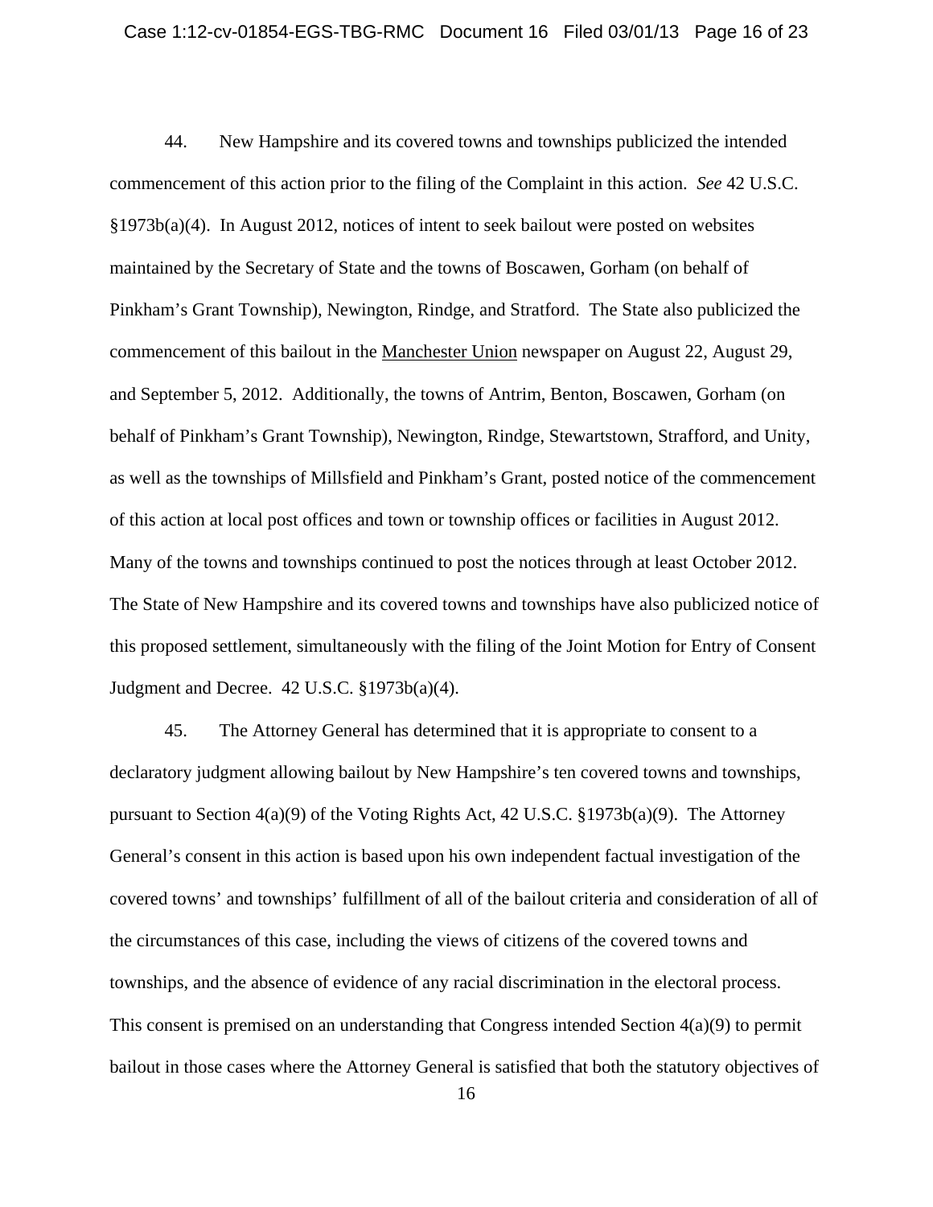44. New Hampshire and its covered towns and townships publicized the intended commencement of this action prior to the filing of the Complaint in this action. *See* 42 U.S.C. §1973b(a)(4). In August 2012, notices of intent to seek bailout were posted on websites maintained by the Secretary of State and the towns of Boscawen, Gorham (on behalf of Pinkham's Grant Township), Newington, Rindge, and Stratford. The State also publicized the commencement of this bailout in the Manchester Union newspaper on August 22, August 29, and September 5, 2012. Additionally, the towns of Antrim, Benton, Boscawen, Gorham (on behalf of Pinkham's Grant Township), Newington, Rindge, Stewartstown, Strafford, and Unity, as well as the townships of Millsfield and Pinkham's Grant, posted notice of the commencement of this action at local post offices and town or township offices or facilities in August 2012. Many of the towns and townships continued to post the notices through at least October 2012. The State of New Hampshire and its covered towns and townships have also publicized notice of this proposed settlement, simultaneously with the filing of the Joint Motion for Entry of Consent Judgment and Decree. 42 U.S.C. §1973b(a)(4).

45. The Attorney General has determined that it is appropriate to consent to a declaratory judgment allowing bailout by New Hampshire's ten covered towns and townships, pursuant to Section 4(a)(9) of the Voting Rights Act, 42 U.S.C. §1973b(a)(9). The Attorney General's consent in this action is based upon his own independent factual investigation of the covered towns' and townships' fulfillment of all of the bailout criteria and consideration of all of the circumstances of this case, including the views of citizens of the covered towns and townships, and the absence of evidence of any racial discrimination in the electoral process. This consent is premised on an understanding that Congress intended Section 4(a)(9) to permit bailout in those cases where the Attorney General is satisfied that both the statutory objectives of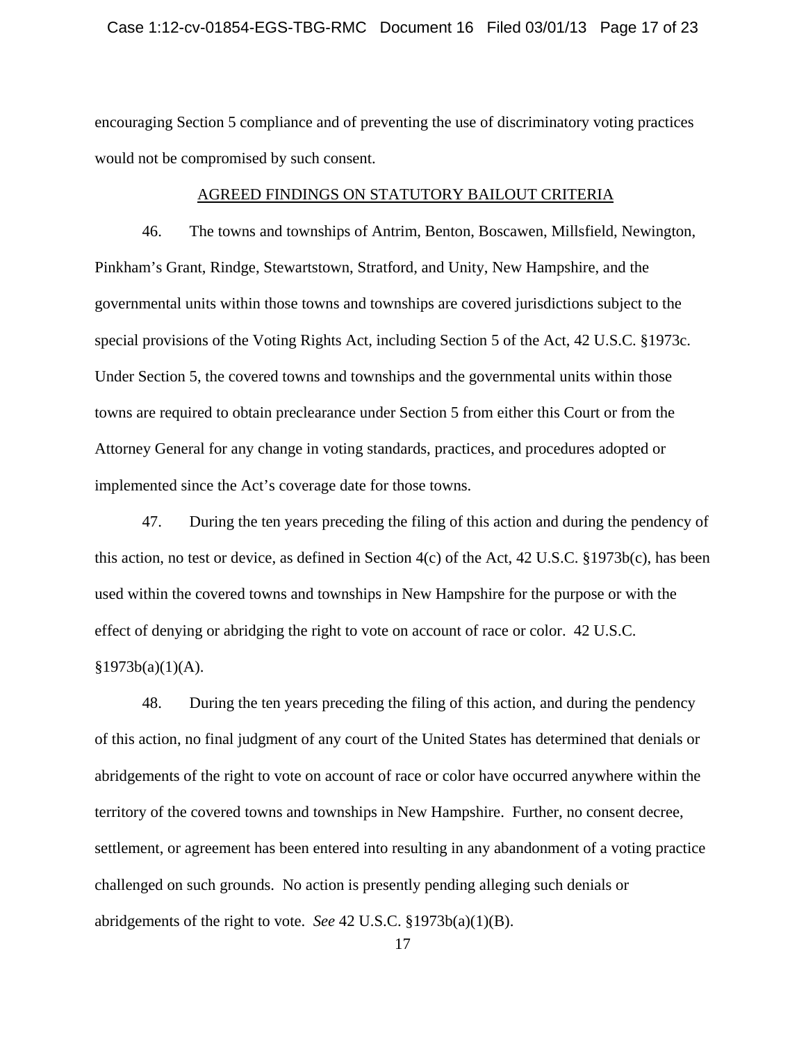encouraging Section 5 compliance and of preventing the use of discriminatory voting practices would not be compromised by such consent.

AGREED FINDINGS ON STATUTORY BAILOUT CRITERIA

46. The towns and townships of Antrim, Benton, Boscawen, Millsfield, Newington, Pinkham's Grant, Rindge, Stewartstown, Stratford, and Unity, New Hampshire, and the governmental units within those towns and townships are covered jurisdictions subject to the special provisions of the Voting Rights Act, including Section 5 of the Act, 42 U.S.C. §1973c. Under Section 5, the covered towns and townships and the governmental units within those towns are required to obtain preclearance under Section 5 from either this Court or from the Attorney General for any change in voting standards, practices, and procedures adopted or implemented since the Act's coverage date for those towns.

47. During the ten years preceding the filing of this action and during the pendency of this action, no test or device, as defined in Section 4(c) of the Act, 42 U.S.C. §1973b(c), has been used within the covered towns and townships in New Hampshire for the purpose or with the effect of denying or abridging the right to vote on account of race or color. 42 U.S.C. §1973b(a)(1)(A).

48. During the ten years preceding the filing of this action, and during the pendency of this action, no final judgment of any court of the United States has determined that denials or abridgements of the right to vote on account of race or color have occurred anywhere within the territory of the covered towns and townships in New Hampshire. Further, no consent decree, settlement, or agreement has been entered into resulting in any abandonment of a voting practice challenged on such grounds. No action is presently pending alleging such denials or abridgements of the right to vote. *See* 42 U.S.C. §1973b(a)(1)(B).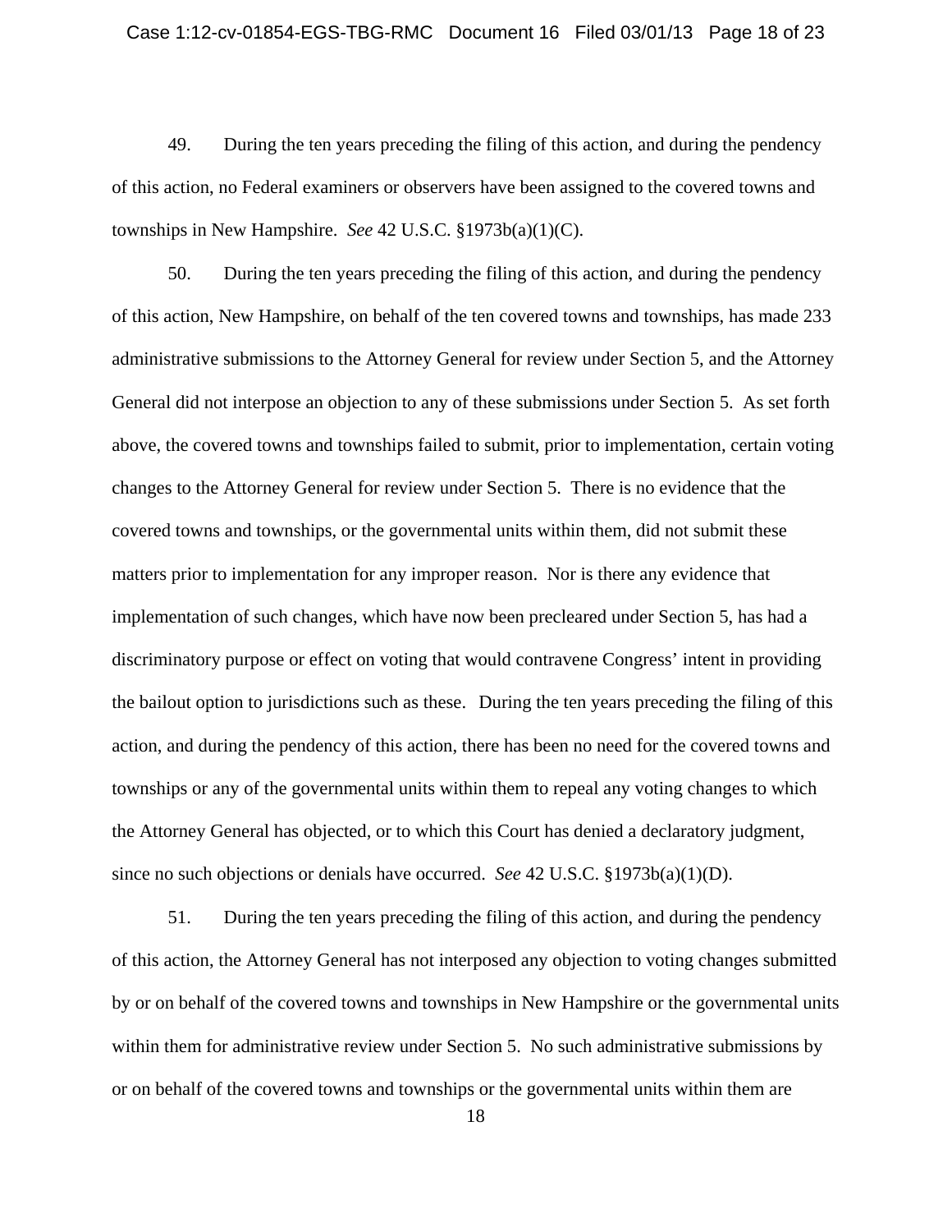49. During the ten years preceding the filing of this action, and during the pendency of this action, no Federal examiners or observers have been assigned to the covered towns and townships in New Hampshire. *See* 42 U.S.C. §1973b(a)(1)(C).

50. During the ten years preceding the filing of this action, and during the pendency of this action, New Hampshire, on behalf of the ten covered towns and townships, has made 233 administrative submissions to the Attorney General for review under Section 5, and the Attorney General did not interpose an objection to any of these submissions under Section 5. As set forth above, the covered towns and townships failed to submit, prior to implementation, certain voting changes to the Attorney General for review under Section 5. There is no evidence that the covered towns and townships, or the governmental units within them, did not submit these matters prior to implementation for any improper reason. Nor is there any evidence that implementation of such changes, which have now been precleared under Section 5, has had a discriminatory purpose or effect on voting that would contravene Congress' intent in providing the bailout option to jurisdictions such as these. During the ten years preceding the filing of this action, and during the pendency of this action, there has been no need for the covered towns and townships or any of the governmental units within them to repeal any voting changes to which the Attorney General has objected, or to which this Court has denied a declaratory judgment, since no such objections or denials have occurred. *See* 42 U.S.C. §1973b(a)(1)(D).

51. During the ten years preceding the filing of this action, and during the pendency of this action, the Attorney General has not interposed any objection to voting changes submitted by or on behalf of the covered towns and townships in New Hampshire or the governmental units within them for administrative review under Section 5. No such administrative submissions by or on behalf of the covered towns and townships or the governmental units within them are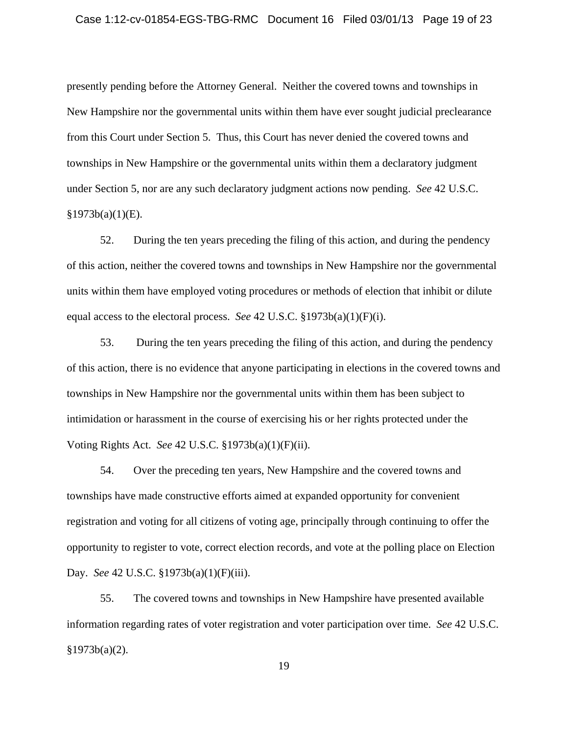presently pending before the Attorney General. Neither the covered towns and townships in New Hampshire nor the governmental units within them have ever sought judicial preclearance from this Court under Section 5. Thus, this Court has never denied the covered towns and townships in New Hampshire or the governmental units within them a declaratory judgment under Section 5, nor are any such declaratory judgment actions now pending. *See* 42 U.S.C. §1973b(a)(1)(E).

52. During the ten years preceding the filing of this action, and during the pendency of this action, neither the covered towns and townships in New Hampshire nor the governmental units within them have employed voting procedures or methods of election that inhibit or dilute equal access to the electoral process. *See* 42 U.S.C. §1973b(a)(1)(F)(i).

53. During the ten years preceding the filing of this action, and during the pendency of this action, there is no evidence that anyone participating in elections in the covered towns and townships in New Hampshire nor the governmental units within them has been subject to intimidation or harassment in the course of exercising his or her rights protected under the Voting Rights Act. *See* 42 U.S.C. §1973b(a)(1)(F)(ii).

54. Over the preceding ten years, New Hampshire and the covered towns and townships have made constructive efforts aimed at expanded opportunity for convenient registration and voting for all citizens of voting age, principally through continuing to offer the opportunity to register to vote, correct election records, and vote at the polling place on Election Day. *See* 42 U.S.C. §1973b(a)(1)(F)(iii).

55. The covered towns and townships in New Hampshire have presented available information regarding rates of voter registration and voter participation over time. *See* 42 U.S.C. §1973b(a)(2).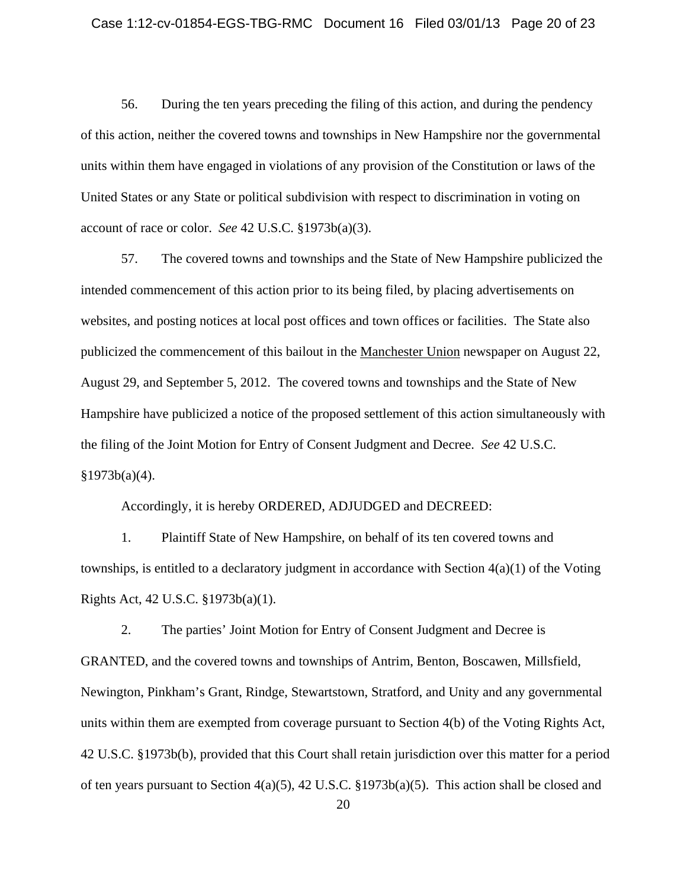56. During the ten years preceding the filing of this action, and during the pendency of this action, neither the covered towns and townships in New Hampshire nor the governmental units within them have engaged in violations of any provision of the Constitution or laws of the United States or any State or political subdivision with respect to discrimination in voting on account of race or color. *See* 42 U.S.C. §1973b(a)(3).

57. The covered towns and townships and the State of New Hampshire publicized the intended commencement of this action prior to its being filed, by placing advertisements on websites, and posting notices at local post offices and town offices or facilities. The State also publicized the commencement of this bailout in the Manchester Union newspaper on August 22, August 29, and September 5, 2012. The covered towns and townships and the State of New Hampshire have publicized a notice of the proposed settlement of this action simultaneously with the filing of the Joint Motion for Entry of Consent Judgment and Decree. *See* 42 U.S.C. §1973b(a)(4).

Accordingly, it is hereby ORDERED, ADJUDGED and DECREED:

1. Plaintiff State of New Hampshire, on behalf of its ten covered towns and townships, is entitled to a declaratory judgment in accordance with Section 4(a)(1) of the Voting Rights Act, 42 U.S.C. §1973b(a)(1).

2. The parties' Joint Motion for Entry of Consent Judgment and Decree is GRANTED, and the covered towns and townships of Antrim, Benton, Boscawen, Millsfield, Newington, Pinkham's Grant, Rindge, Stewartstown, Stratford, and Unity and any governmental units within them are exempted from coverage pursuant to Section 4(b) of the Voting Rights Act, 42 U.S.C. §1973b(b), provided that this Court shall retain jurisdiction over this matter for a period of ten years pursuant to Section 4(a)(5), 42 U.S.C. §1973b(a)(5). This action shall be closed and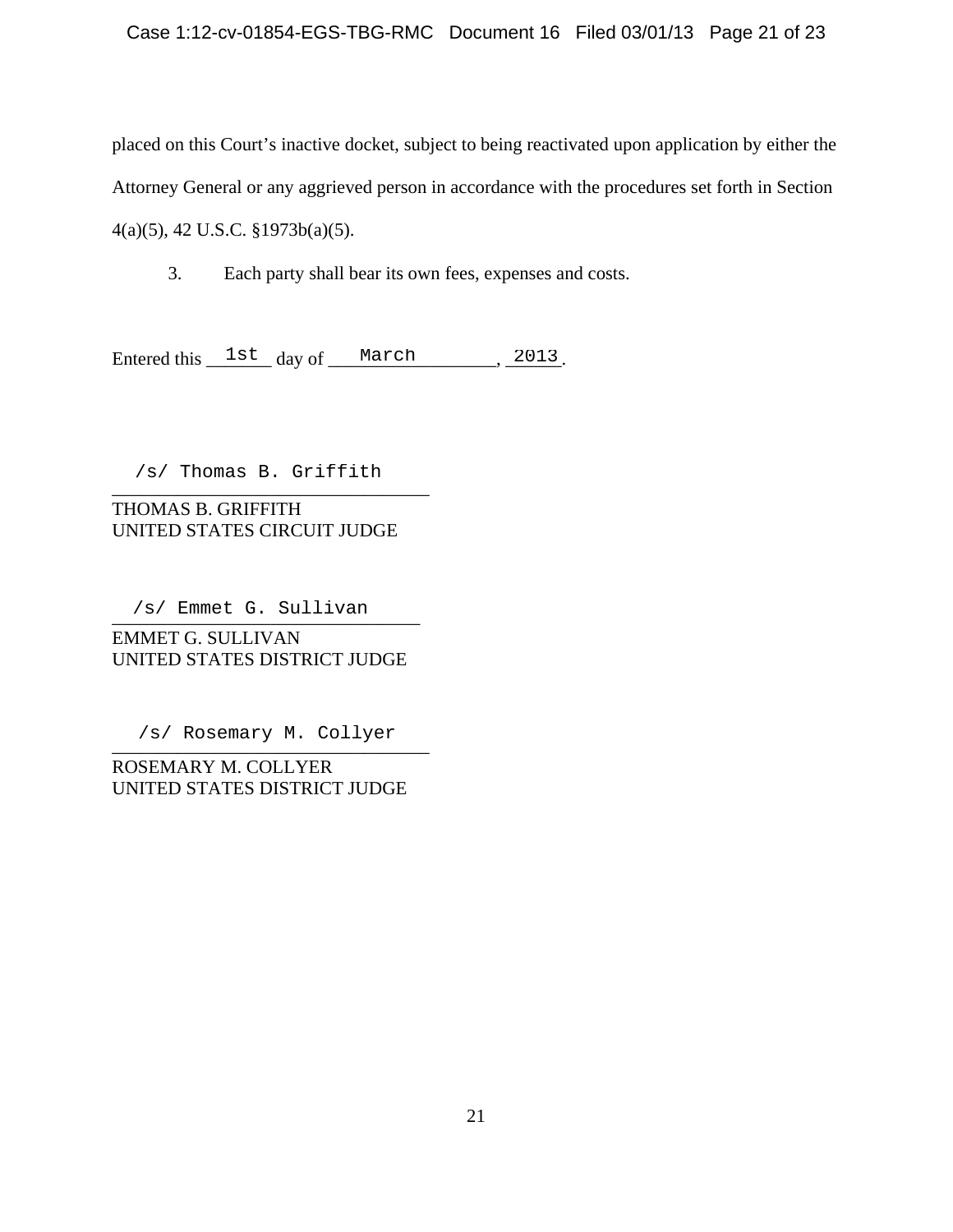placed on this Court's inactive docket, subject to being reactivated upon application by either the Attorney General or any aggrieved person in accordance with the procedures set forth in Section 4(a)(5), 42 U.S.C. §1973b(a)(5).

3. Each party shall bear its own fees, expenses and costs.

Entered this 1st day of March, 2013.

/s/ Thomas B. Griffith
THOMAS B. GRIFFITH
UNITED STATES CIRCUIT JUDGE

/s/ Emmet G. Sullivan
EMMET G. SULLIVAN
UNITED STATES DISTRICT JUDGE

/s/ Rosemary M. Collyer
ROSEMARY M. COLLYER
UNITED STATES DISTRICT JUDGE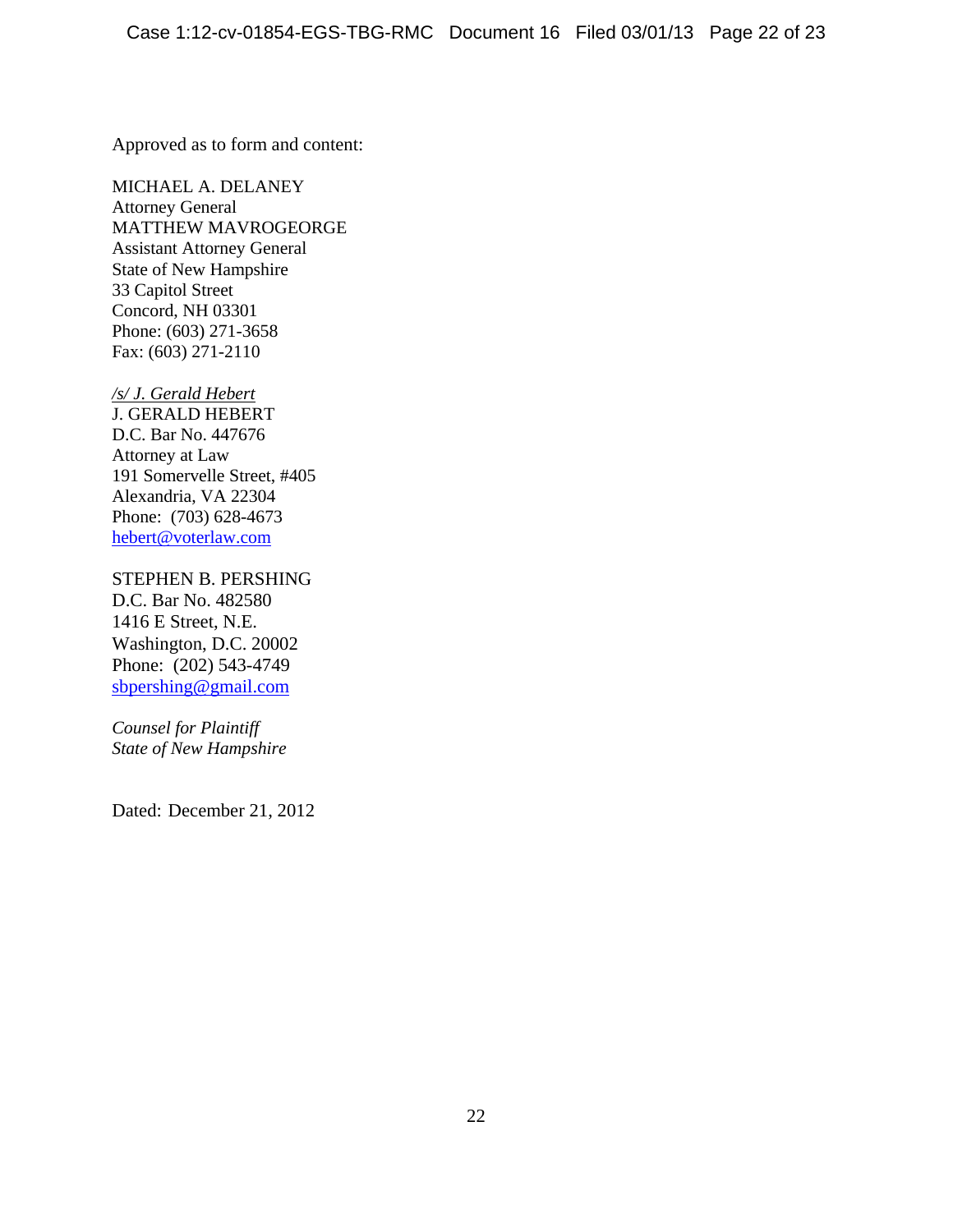Approved as to form and content:

MICHAEL A. DELANEY
Attorney General
MATTHEW MAVROGEORGE
Assistant Attorney General
State of New Hampshire
33 Capitol Street
Concord, NH 03301
Phone: (603) 271-3658
Fax: (603) 271-2110

*/s/ J. Gerald Hebert*
J. GERALD HEBERT
D.C. Bar No. 447676
Attorney at Law
191 Somervelle Street, #405
Alexandria, VA 22304
Phone: (703) 628-4673
hebert@voterlaw.com

STEPHEN B. PERSHING
D.C. Bar No. 482580
1416 E Street, N.E.
Washington, D.C. 20002
Phone: (202) 543-4749
sbpershing@gmail.com

*Counsel for Plaintiff*
*State of New Hampshire*

Dated: December 21, 2012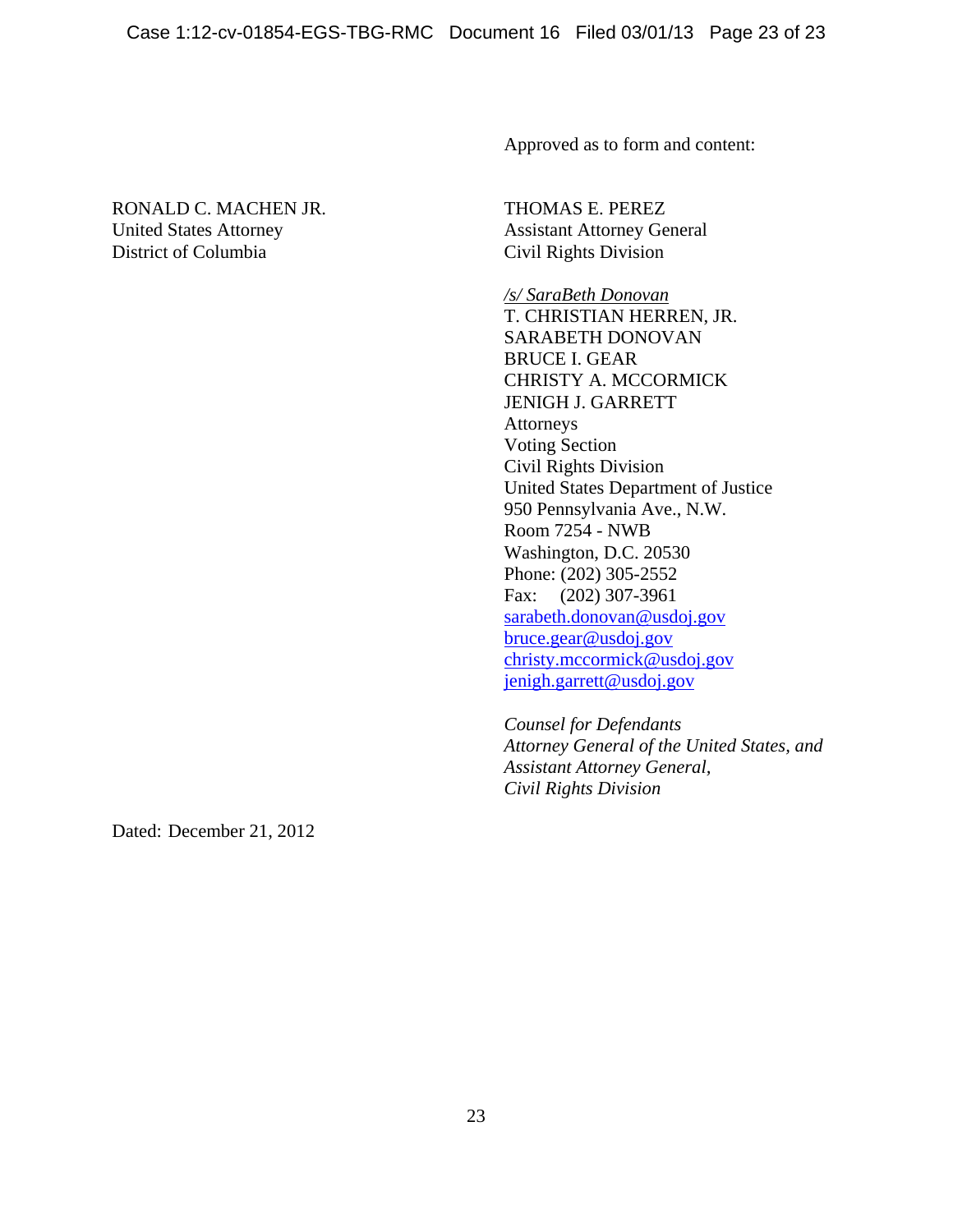Approved as to form and content:

RONALD C. MACHEN JR.
United States Attorney
District of Columbia

THOMAS E. PEREZ
Assistant Attorney General
Civil Rights Division

*/s/ SaraBeth Donovan*
T. CHRISTIAN HERREN, JR.
SARABETH DONOVAN
BRUCE I. GEAR
CHRISTY A. MCCORMICK
JENIGH J. GARRETT
Attorneys
Voting Section
Civil Rights Division
United States Department of Justice
950 Pennsylvania Ave., N.W.
Room 7254 - NWB
Washington, D.C. 20530
Phone: (202) 305-2552
Fax: (202) 307-3961
sarabeth.donovan@usdoj.gov
bruce.gear@usdoj.gov
christy.mccormick@usdoj.gov
jenigh.garrett@usdoj.gov

*Counsel for Defendants*
*Attorney General of the United States, and*
*Assistant Attorney General,*
*Civil Rights Division*

Dated: December 21, 2012